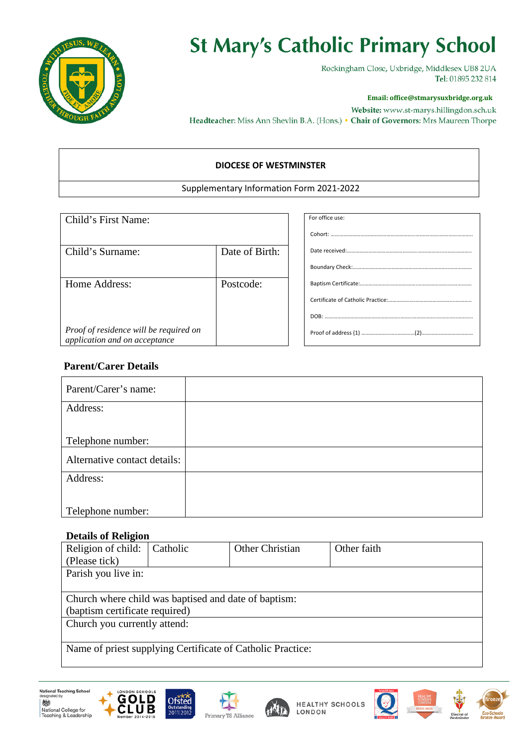# St Mary's Catholic Primary School

Rockingham Close, Uxbridge, Middlesex UB8 2UA
**Tel:** 01895 232 814

**Email: office@stmarysuxbridge.org.uk**
**Website:** www.st-marys.hillingdon.sch.uk
**Headteacher:** Miss Ann Shevlin B.A. (Hons.) • **Chair of Governors:** Mrs Maureen Thorpe

| **DIOCESE OF WESTMINSTER** |
|---|
| Supplementary Information Form 2021-2022 |

| Child's First Name: | |
|---|---|
| Child's Surname: | Date of Birth: |
| Home Address:<br><br>*Proof of residence will be required on application and on acceptance* | Postcode: |

For office use:

Cohort: ...............................................................................................

Date received:.......................................................................................

Boundary Check:...................................................................................

Baptism Certificate:...............................................................................

Certificate of Catholic Practice:..............................................................

DOB: ...................................................................................................

Proof of address (1) ....................................(2)....................................

## Parent/Carer Details

| Parent/Carer's name: | |
|---|---|
| Address:<br><br>Telephone number: | |
| Alternative contact details: | |
| Address:<br><br>Telephone number: | |

## Details of Religion

| Religion of child: (Please tick) | Catholic | Other Christian | Other faith |
|---|---|---|---|
| Parish you live in: | | | |
| Church where child was baptised and date of baptism: (baptism certificate required) | | | |
| Church you currently attend: | | | |
| Name of priest supplying Certificate of Catholic Practice: | | | |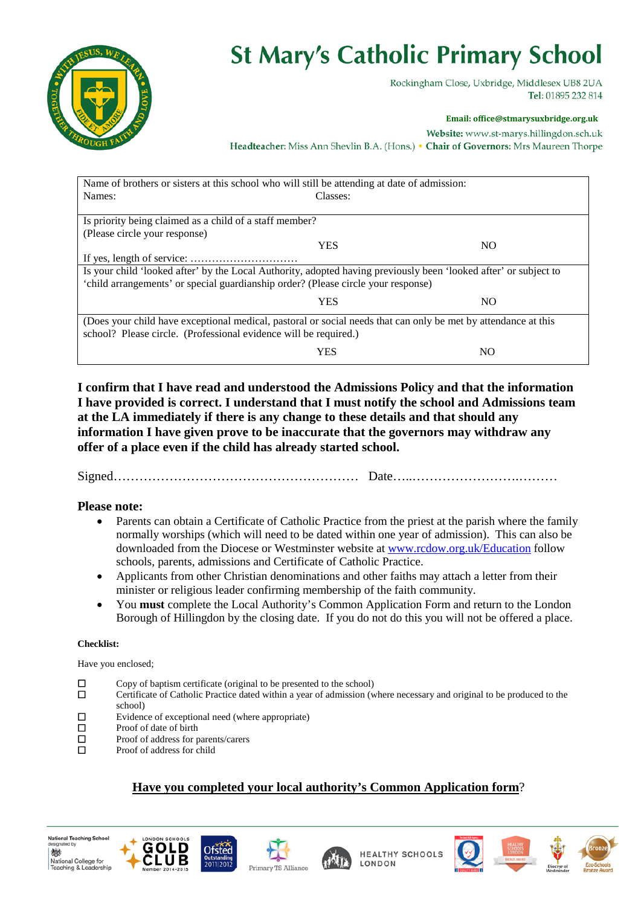# St Mary's Catholic Primary School

Rockingham Close, Uxbridge, Middlesex UB8 2UA
**Tel:** 01895 232 814

**Email: office@stmarysuxbridge.org.uk**
**Website:** www.st-marys.hillingdon.sch.uk
**Headteacher:** Miss Ann Shevlin B.A. (Hons.) • **Chair of Governors:** Mrs Maureen Thorpe

| | | |
|---|---|---|
| Name of brothers or sisters at this school who will still be attending at date of admission:<br>Names: | Classes: | |
| Is priority being claimed as a child of a staff member?<br>(Please circle your response)<br>If yes, length of service: ………………………… | YES | NO |
| Is your child 'looked after' by the Local Authority, adopted having previously been 'looked after' or subject to 'child arrangements' or special guardianship order? (Please circle your response) | YES | NO |
| (Does your child have exceptional medical, pastoral or social needs that can only be met by attendance at this school? Please circle. (Professional evidence will be required.) | YES | NO |

**I confirm that I have read and understood the Admissions Policy and that the information I have provided is correct. I understand that I must notify the school and Admissions team at the LA immediately if there is any change to these details and that should any information I have given prove to be inaccurate that the governors may withdraw any offer of a place even if the child has already started school.**

Signed………………………………………………… Date…..…………………….………

**Please note:**

- Parents can obtain a Certificate of Catholic Practice from the priest at the parish where the family normally worships (which will need to be dated within one year of admission). This can also be downloaded from the Diocese or Westminster website at www.rcdow.org.uk/Education follow schools, parents, admissions and Certificate of Catholic Practice.
- Applicants from other Christian denominations and other faiths may attach a letter from their minister or religious leader confirming membership of the faith community.
- You **must** complete the Local Authority's Common Application Form and return to the London Borough of Hillingdon by the closing date. If you do not do this you will not be offered a place.

**Checklist:**

Have you enclosed;

- ☐ Copy of baptism certificate (original to be presented to the school)
- ☐ Certificate of Catholic Practice dated within a year of admission (where necessary and original to be produced to the school)
- ☐ Evidence of exceptional need (where appropriate)
- ☐ Proof of date of birth
- ☐ Proof of address for parents/carers
- ☐ Proof of address for child

**<u>Have you completed your local authority's Common Application form</u>?**